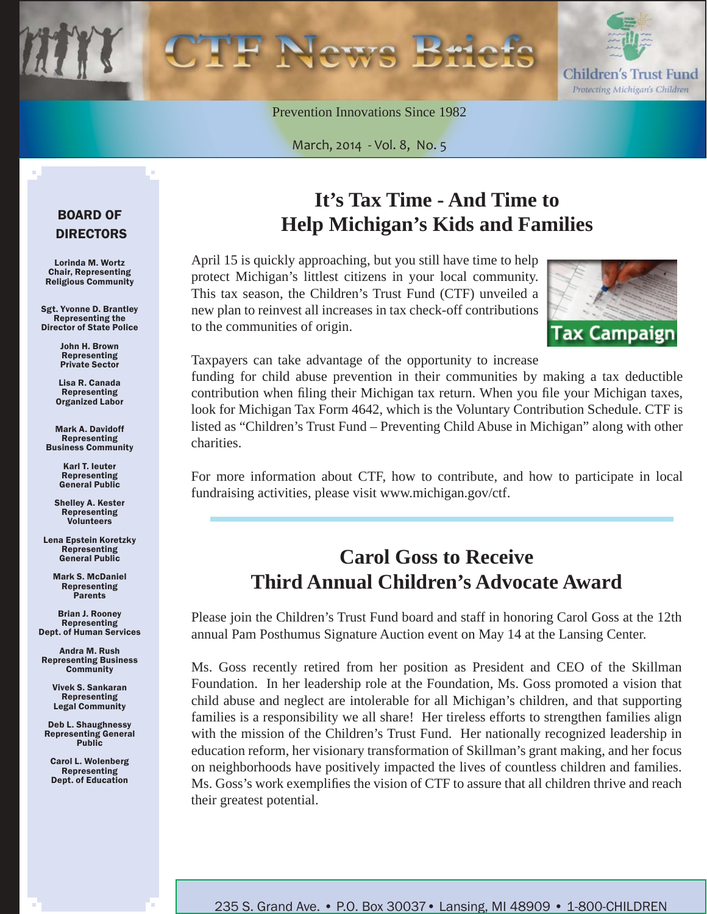# CTF News Briefs

Children's Trust Fund
*Protecting Michigan's Children*

Prevention Innovations Since 1982

March, 2014 - Vol. 8, No. 5

## BOARD OF DIRECTORS

**Lorinda M. Wortz**
Chair, Representing Religious Community

**Sgt. Yvonne D. Brantley**
Representing the Director of State Police

**John H. Brown**
Representing Private Sector

**Lisa R. Canada**
Representing Organized Labor

**Mark A. Davidoff**
Representing Business Community

**Karl T. Ieuter**
Representing General Public

**Shelley A. Kester**
Representing Volunteers

**Lena Epstein Koretzky**
Representing General Public

**Mark S. McDaniel**
Representing Parents

**Brian J. Rooney**
Representing Dept. of Human Services

**Andra M. Rush**
Representing Business Community

**Vivek S. Sankaran**
Representing Legal Community

**Deb L. Shaughnessy**
Representing General Public

**Carol L. Wolenberg**
Representing Dept. of Education

## It's Tax Time - And Time to Help Michigan's Kids and Families

April 15 is quickly approaching, but you still have time to help protect Michigan's littlest citizens in your local community. This tax season, the Children's Trust Fund (CTF) unveiled a new plan to reinvest all increases in tax check-off contributions to the communities of origin.

Tax Campaign

Taxpayers can take advantage of the opportunity to increase funding for child abuse prevention in their communities by making a tax deductible contribution when filing their Michigan tax return. When you file your Michigan taxes, look for Michigan Tax Form 4642, which is the Voluntary Contribution Schedule. CTF is listed as "Children's Trust Fund – Preventing Child Abuse in Michigan" along with other charities.

For more information about CTF, how to contribute, and how to participate in local fundraising activities, please visit www.michigan.gov/ctf.

## Carol Goss to Receive Third Annual Children's Advocate Award

Please join the Children's Trust Fund board and staff in honoring Carol Goss at the 12th annual Pam Posthumus Signature Auction event on May 14 at the Lansing Center.

Ms. Goss recently retired from her position as President and CEO of the Skillman Foundation. In her leadership role at the Foundation, Ms. Goss promoted a vision that child abuse and neglect are intolerable for all Michigan's children, and that supporting families is a responsibility we all share! Her tireless efforts to strengthen families align with the mission of the Children's Trust Fund. Her nationally recognized leadership in education reform, her visionary transformation of Skillman's grant making, and her focus on neighborhoods have positively impacted the lives of countless children and families. Ms. Goss's work exemplifies the vision of CTF to assure that all children thrive and reach their greatest potential.

235 S. Grand Ave. • P.O. Box 30037 • Lansing, MI 48909 • 1-800-CHILDREN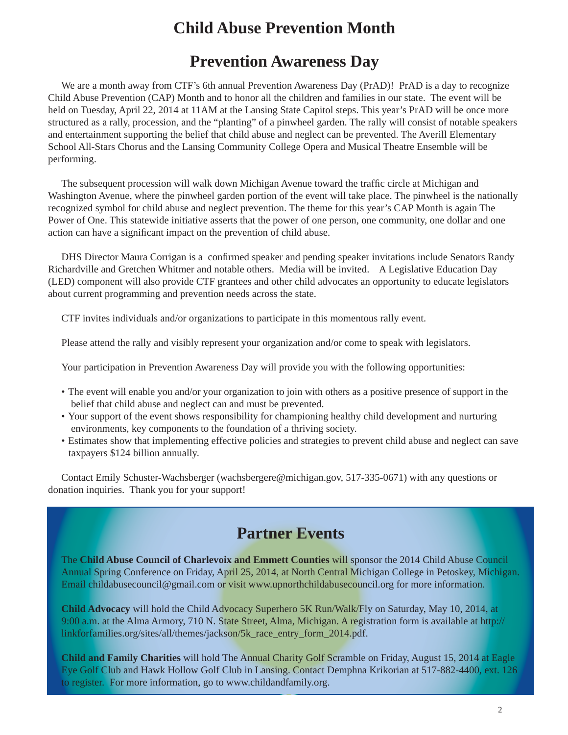# Child Abuse Prevention Month

## Prevention Awareness Day

We are a month away from CTF's 6th annual Prevention Awareness Day (PrAD)! PrAD is a day to recognize Child Abuse Prevention (CAP) Month and to honor all the children and families in our state. The event will be held on Tuesday, April 22, 2014 at 11AM at the Lansing State Capitol steps. This year's PrAD will be once more structured as a rally, procession, and the "planting" of a pinwheel garden. The rally will consist of notable speakers and entertainment supporting the belief that child abuse and neglect can be prevented. The Averill Elementary School All-Stars Chorus and the Lansing Community College Opera and Musical Theatre Ensemble will be performing.

The subsequent procession will walk down Michigan Avenue toward the traffic circle at Michigan and Washington Avenue, where the pinwheel garden portion of the event will take place. The pinwheel is the nationally recognized symbol for child abuse and neglect prevention. The theme for this year's CAP Month is again The Power of One. This statewide initiative asserts that the power of one person, one community, one dollar and one action can have a significant impact on the prevention of child abuse.

DHS Director Maura Corrigan is a confirmed speaker and pending speaker invitations include Senators Randy Richardville and Gretchen Whitmer and notable others. Media will be invited. A Legislative Education Day (LED) component will also provide CTF grantees and other child advocates an opportunity to educate legislators about current programming and prevention needs across the state.

CTF invites individuals and/or organizations to participate in this momentous rally event.

Please attend the rally and visibly represent your organization and/or come to speak with legislators.

Your participation in Prevention Awareness Day will provide you with the following opportunities:

- The event will enable you and/or your organization to join with others as a positive presence of support in the belief that child abuse and neglect can and must be prevented.
- Your support of the event shows responsibility for championing healthy child development and nurturing environments, key components to the foundation of a thriving society.
- Estimates show that implementing effective policies and strategies to prevent child abuse and neglect can save taxpayers $124 billion annually.

Contact Emily Schuster-Wachsberger (wachsbergere@michigan.gov, 517-335-0671) with any questions or donation inquiries. Thank you for your support!

## Partner Events

The **Child Abuse Council of Charlevoix and Emmett Counties** will sponsor the 2014 Child Abuse Council Annual Spring Conference on Friday, April 25, 2014, at North Central Michigan College in Petoskey, Michigan. Email childabusecouncil@gmail.com or visit www.upnorthchildabusecouncil.org for more information.

**Child Advocacy** will hold the Child Advocacy Superhero 5K Run/Walk/Fly on Saturday, May 10, 2014, at 9:00 a.m. at the Alma Armory, 710 N. State Street, Alma, Michigan. A registration form is available at http://linkforfamilies.org/sites/all/themes/jackson/5k_race_entry_form_2014.pdf.

**Child and Family Charities** will hold The Annual Charity Golf Scramble on Friday, August 15, 2014 at Eagle Eye Golf Club and Hawk Hollow Golf Club in Lansing. Contact Demphna Krikorian at 517-882-4400, ext. 126 to register. For more information, go to www.childandfamily.org.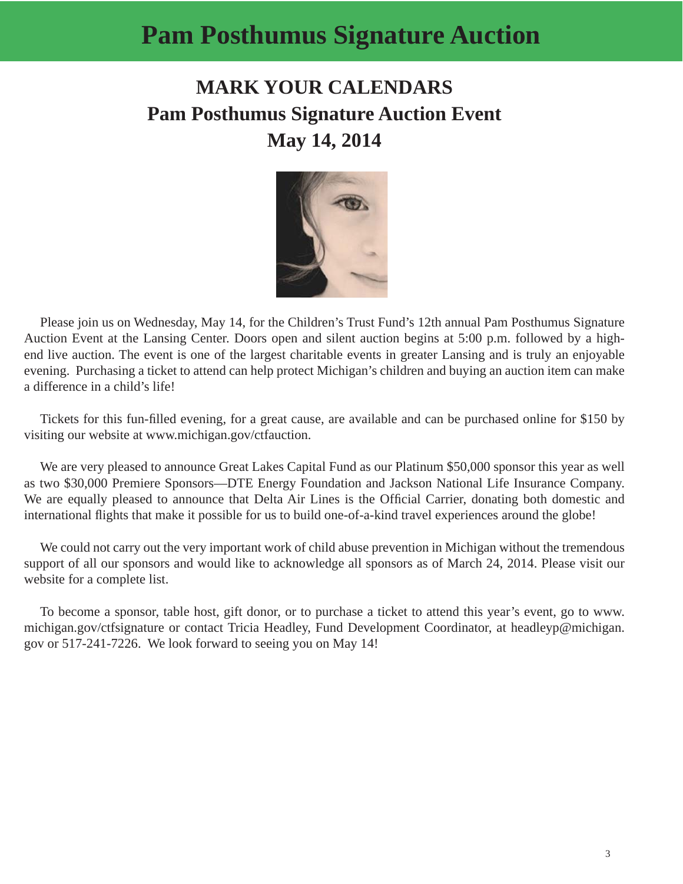# Pam Posthumus Signature Auction

## MARK YOUR CALENDARS
## Pam Posthumus Signature Auction Event
## May 14, 2014

Please join us on Wednesday, May 14, for the Children's Trust Fund's 12th annual Pam Posthumus Signature Auction Event at the Lansing Center. Doors open and silent auction begins at 5:00 p.m. followed by a high-end live auction. The event is one of the largest charitable events in greater Lansing and is truly an enjoyable evening. Purchasing a ticket to attend can help protect Michigan's children and buying an auction item can make a difference in a child's life!

Tickets for this fun-filled evening, for a great cause, are available and can be purchased online for $150 by visiting our website at www.michigan.gov/ctfauction.

We are very pleased to announce Great Lakes Capital Fund as our Platinum $50,000 sponsor this year as well as two $30,000 Premiere Sponsors—DTE Energy Foundation and Jackson National Life Insurance Company. We are equally pleased to announce that Delta Air Lines is the Official Carrier, donating both domestic and international flights that make it possible for us to build one-of-a-kind travel experiences around the globe!

We could not carry out the very important work of child abuse prevention in Michigan without the tremendous support of all our sponsors and would like to acknowledge all sponsors as of March 24, 2014. Please visit our website for a complete list.

To become a sponsor, table host, gift donor, or to purchase a ticket to attend this year's event, go to www.michigan.gov/ctfsignature or contact Tricia Headley, Fund Development Coordinator, at headleyp@michigan.gov or 517-241-7226. We look forward to seeing you on May 14!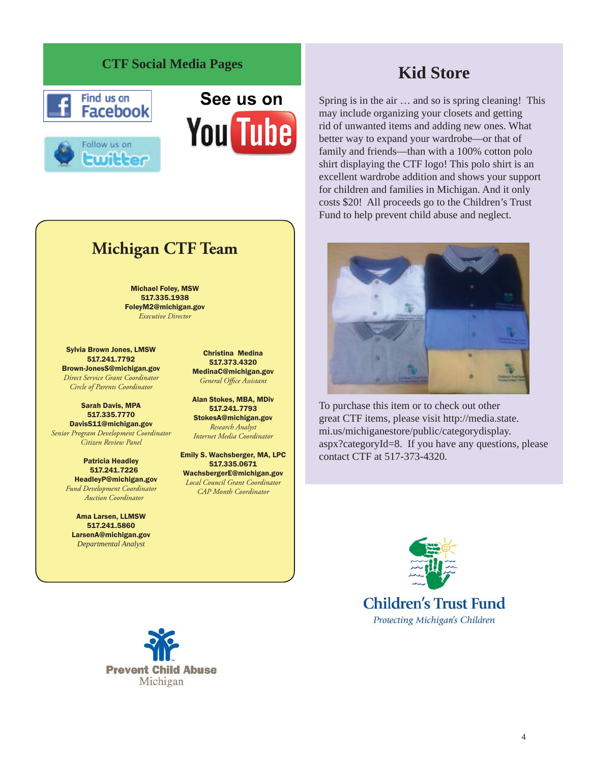## CTF Social Media Pages

Find us on Facebook

Follow us on twitter

See us on YouTube

## Michigan CTF Team

**Michael Foley, MSW**
**517.335.1938**
**FoleyM2@michigan.gov**
*Executive Director*

**Sylvia Brown Jones, LMSW**
**517.241.7792**
**Brown-JonesS@michigan.gov**
*Direct Service Grant Coordinator*
*Circle of Parents Coordinator*

**Sarah Davis, MPA**
**517.335.7770**
**DavisS11@michigan.gov**
*Senior Program Development Coordinator*
*Citizen Review Panel*

**Patricia Headley**
**517.241.7226**
**HeadleyP@michigan.gov**
*Fund Development Coordinator*
*Auction Coordinator*

**Ama Larsen, LLMSW**
**517.241.5860**
**LarsenA@michigan.gov**
*Departmental Analyst*

**Christina Medina**
**517.373.4320**
**MedinaC@michigan.gov**
*General Office Assistant*

**Alan Stokes, MBA, MDiv**
**517.241.7793**
**StokesA@michigan.gov**
*Research Analyst*
*Internet Media Coordinator*

**Emily S. Wachsberger, MA, LPC**
**517.335.0671**
**WachsbergerE@michigan.gov**
*Local Council Grant Coordinator*
*CAP Month Coordinator*

Prevent Child Abuse
Michigan

## Kid Store

Spring is in the air … and so is spring cleaning! This may include organizing your closets and getting rid of unwanted items and adding new ones. What better way to expand your wardrobe—or that of family and friends—than with a 100% cotton polo shirt displaying the CTF logo! This polo shirt is an excellent wardrobe addition and shows your support for children and families in Michigan. And it only costs $20! All proceeds go to the Children's Trust Fund to help prevent child abuse and neglect.

To purchase this item or to check out other great CTF items, please visit http://media.state.mi.us/michiganestore/public/categorydisplay.aspx?categoryId=8. If you have any questions, please contact CTF at 517-373-4320.

Children's Trust Fund
*Protecting Michigan's Children*